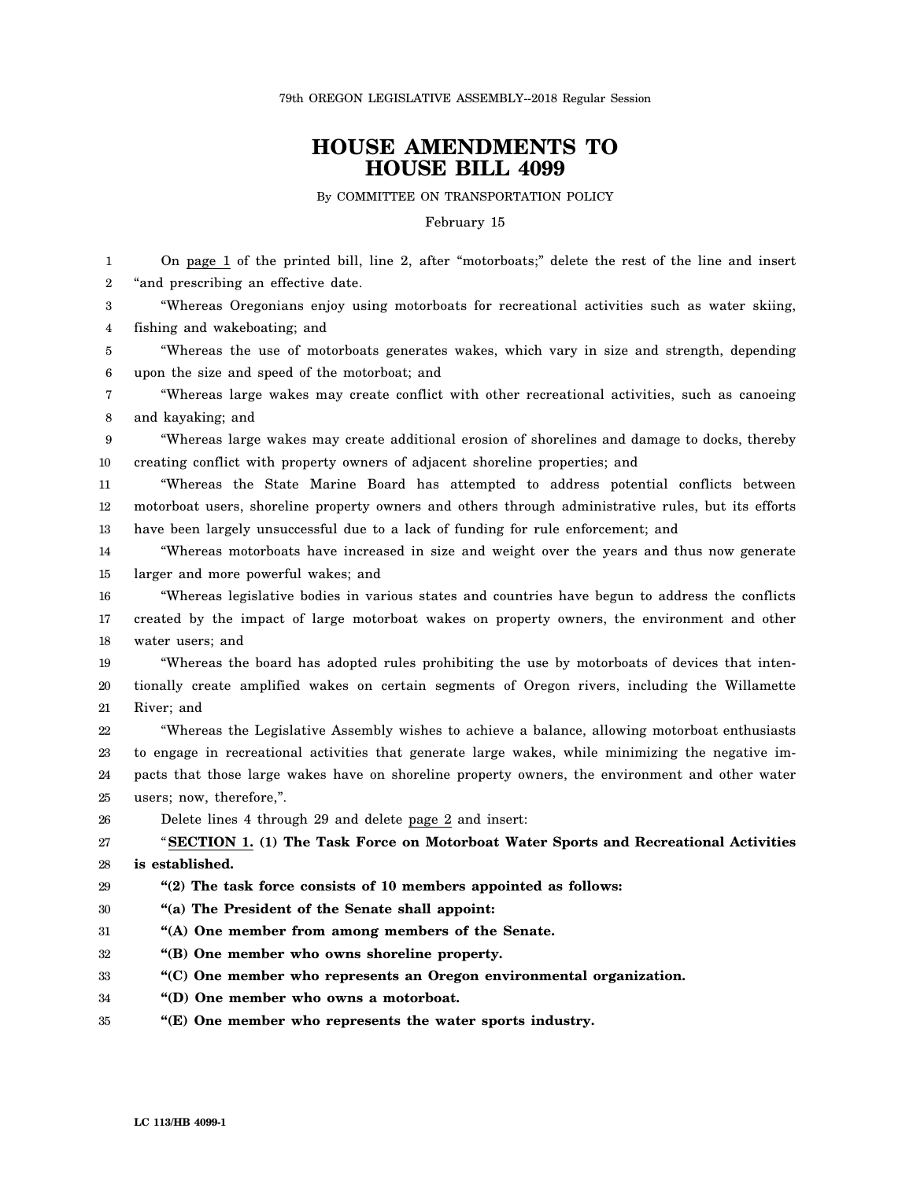79th OREGON LEGISLATIVE ASSEMBLY--2018 Regular Session

# HOUSE AMENDMENTS TO HOUSE BILL 4099

By COMMITTEE ON TRANSPORTATION POLICY

February 15

On page 1 of the printed bill, line 2, after "motorboats;" delete the rest of the line and insert "and prescribing an effective date.

"Whereas Oregonians enjoy using motorboats for recreational activities such as water skiing, fishing and wakeboating; and

"Whereas the use of motorboats generates wakes, which vary in size and strength, depending upon the size and speed of the motorboat; and

"Whereas large wakes may create conflict with other recreational activities, such as canoeing and kayaking; and

"Whereas large wakes may create additional erosion of shorelines and damage to docks, thereby creating conflict with property owners of adjacent shoreline properties; and

"Whereas the State Marine Board has attempted to address potential conflicts between motorboat users, shoreline property owners and others through administrative rules, but its efforts have been largely unsuccessful due to a lack of funding for rule enforcement; and

"Whereas motorboats have increased in size and weight over the years and thus now generate larger and more powerful wakes; and

"Whereas legislative bodies in various states and countries have begun to address the conflicts created by the impact of large motorboat wakes on property owners, the environment and other water users; and

"Whereas the board has adopted rules prohibiting the use by motorboats of devices that intentionally create amplified wakes on certain segments of Oregon rivers, including the Willamette River; and

"Whereas the Legislative Assembly wishes to achieve a balance, allowing motorboat enthusiasts to engage in recreational activities that generate large wakes, while minimizing the negative impacts that those large wakes have on shoreline property owners, the environment and other water users; now, therefore,".

Delete lines 4 through 29 and delete page 2 and insert:

"**SECTION 1. (1) The Task Force on Motorboat Water Sports and Recreational Activities is established.**

**"(2) The task force consists of 10 members appointed as follows:**

**"(a) The President of the Senate shall appoint:**

**"(A) One member from among members of the Senate.**

**"(B) One member who owns shoreline property.**

**"(C) One member who represents an Oregon environmental organization.**

**"(D) One member who owns a motorboat.**

**"(E) One member who represents the water sports industry.**

LC 113/HB 4099-1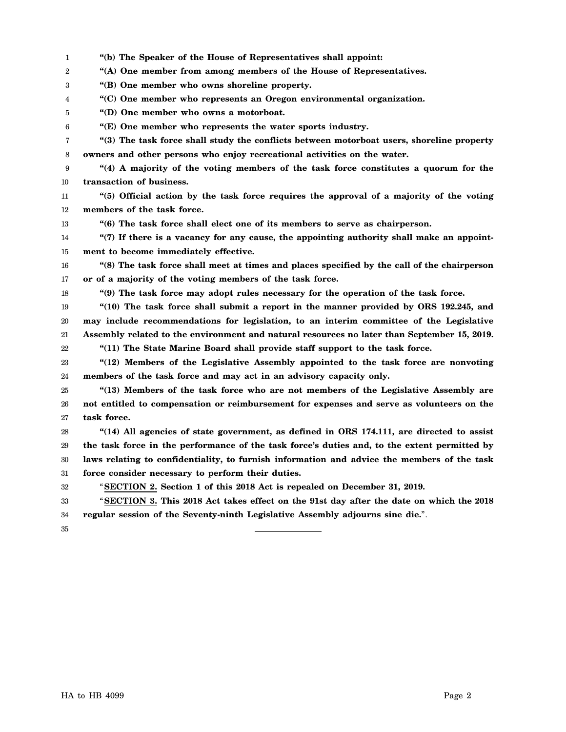**"(b) The Speaker of the House of Representatives shall appoint:**

**"(A) One member from among members of the House of Representatives.**

**"(B) One member who owns shoreline property.**

**"(C) One member who represents an Oregon environmental organization.**

**"(D) One member who owns a motorboat.**

**"(E) One member who represents the water sports industry.**

**"(3) The task force shall study the conflicts between motorboat users, shoreline property owners and other persons who enjoy recreational activities on the water.**

**"(4) A majority of the voting members of the task force constitutes a quorum for the transaction of business.**

**"(5) Official action by the task force requires the approval of a majority of the voting members of the task force.**

**"(6) The task force shall elect one of its members to serve as chairperson.**

**"(7) If there is a vacancy for any cause, the appointing authority shall make an appointment to become immediately effective.**

**"(8) The task force shall meet at times and places specified by the call of the chairperson or of a majority of the voting members of the task force.**

**"(9) The task force may adopt rules necessary for the operation of the task force.**

**"(10) The task force shall submit a report in the manner provided by ORS 192.245, and may include recommendations for legislation, to an interim committee of the Legislative Assembly related to the environment and natural resources no later than September 15, 2019.**

**"(11) The State Marine Board shall provide staff support to the task force.**

**"(12) Members of the Legislative Assembly appointed to the task force are nonvoting members of the task force and may act in an advisory capacity only.**

**"(13) Members of the task force who are not members of the Legislative Assembly are not entitled to compensation or reimbursement for expenses and serve as volunteers on the task force.**

**"(14) All agencies of state government, as defined in ORS 174.111, are directed to assist the task force in the performance of the task force's duties and, to the extent permitted by laws relating to confidentiality, to furnish information and advice the members of the task force consider necessary to perform their duties.**

"**SECTION 2. Section 1 of this 2018 Act is repealed on December 31, 2019.**

"**SECTION 3. This 2018 Act takes effect on the 91st day after the date on which the 2018 regular session of the Seventy-ninth Legislative Assembly adjourns sine die.**".